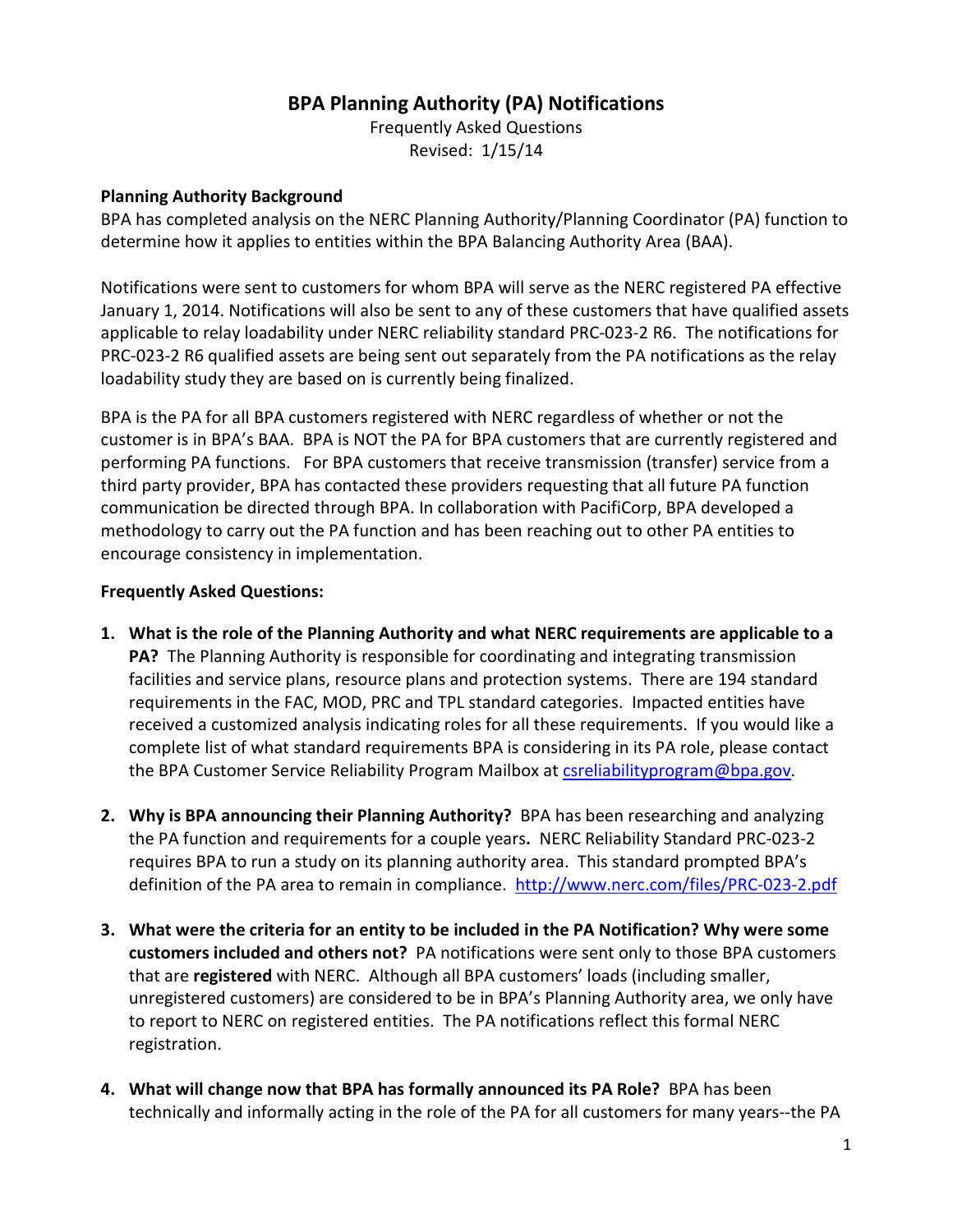# BPA Planning Authority (PA) Notifications

Frequently Asked Questions
Revised: 1/15/14

**Planning Authority Background**

BPA has completed analysis on the NERC Planning Authority/Planning Coordinator (PA) function to determine how it applies to entities within the BPA Balancing Authority Area (BAA).

Notifications were sent to customers for whom BPA will serve as the NERC registered PA effective January 1, 2014. Notifications will also be sent to any of these customers that have qualified assets applicable to relay loadability under NERC reliability standard PRC-023-2 R6. The notifications for PRC-023-2 R6 qualified assets are being sent out separately from the PA notifications as the relay loadability study they are based on is currently being finalized.

BPA is the PA for all BPA customers registered with NERC regardless of whether or not the customer is in BPA's BAA. BPA is NOT the PA for BPA customers that are currently registered and performing PA functions. For BPA customers that receive transmission (transfer) service from a third party provider, BPA has contacted these providers requesting that all future PA function communication be directed through BPA. In collaboration with PacifiCorp, BPA developed a methodology to carry out the PA function and has been reaching out to other PA entities to encourage consistency in implementation.

**Frequently Asked Questions:**

1. **What is the role of the Planning Authority and what NERC requirements are applicable to a PA?** The Planning Authority is responsible for coordinating and integrating transmission facilities and service plans, resource plans and protection systems. There are 194 standard requirements in the FAC, MOD, PRC and TPL standard categories. Impacted entities have received a customized analysis indicating roles for all these requirements. If you would like a complete list of what standard requirements BPA is considering in its PA role, please contact the BPA Customer Service Reliability Program Mailbox at [csreliabilityprogram@bpa.gov](mailto:csreliabilityprogram@bpa.gov).

2. **Why is BPA announcing their Planning Authority?** BPA has been researching and analyzing the PA function and requirements for a couple years**.** NERC Reliability Standard PRC-023-2 requires BPA to run a study on its planning authority area. This standard prompted BPA's definition of the PA area to remain in compliance. [http://www.nerc.com/files/PRC-023-2.pdf](http://www.nerc.com/files/PRC-023-2.pdf)

3. **What were the criteria for an entity to be included in the PA Notification? Why were some customers included and others not?** PA notifications were sent only to those BPA customers that are **registered** with NERC. Although all BPA customers' loads (including smaller, unregistered customers) are considered to be in BPA's Planning Authority area, we only have to report to NERC on registered entities. The PA notifications reflect this formal NERC registration.

4. **What will change now that BPA has formally announced its PA Role?** BPA has been technically and informally acting in the role of the PA for all customers for many years--the PA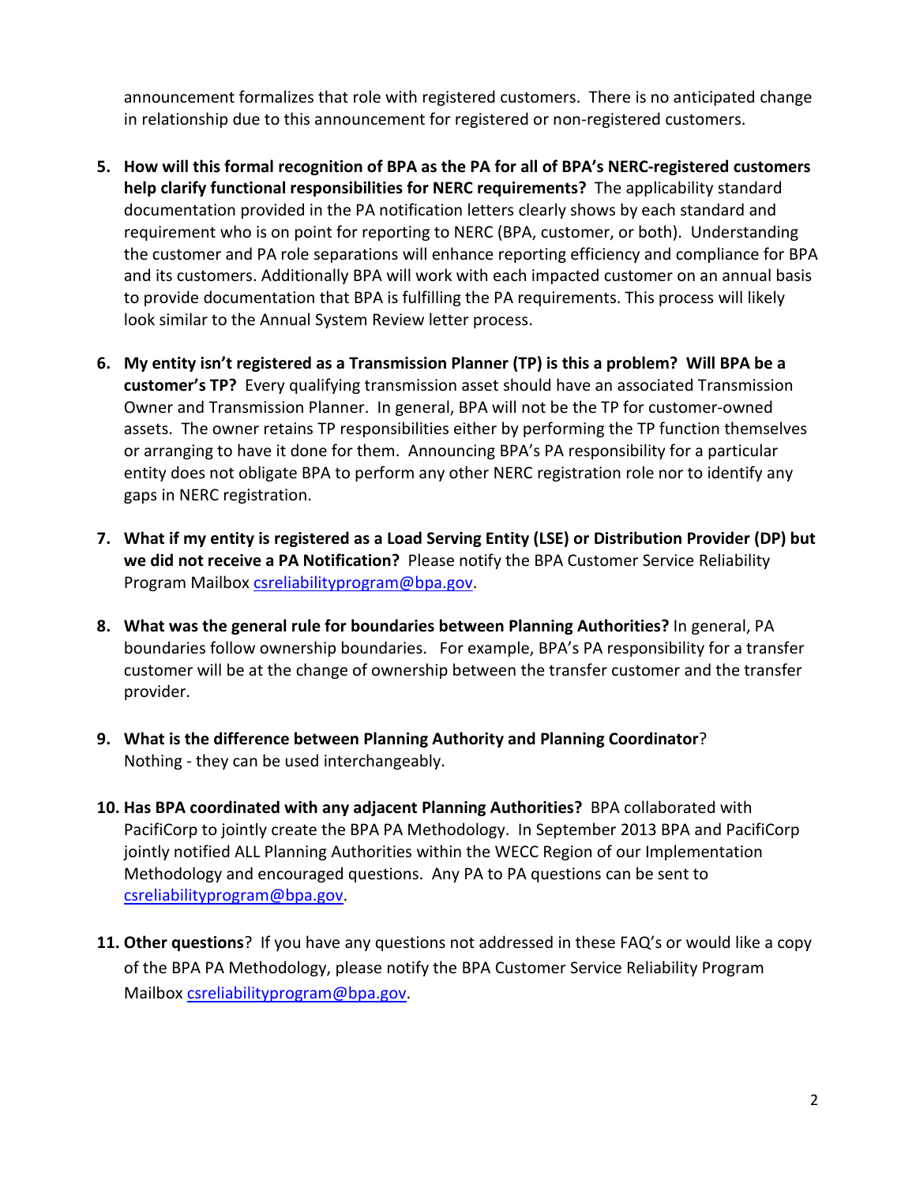announcement formalizes that role with registered customers. There is no anticipated change in relationship due to this announcement for registered or non-registered customers.

5. **How will this formal recognition of BPA as the PA for all of BPA's NERC-registered customers help clarify functional responsibilities for NERC requirements?** The applicability standard documentation provided in the PA notification letters clearly shows by each standard and requirement who is on point for reporting to NERC (BPA, customer, or both). Understanding the customer and PA role separations will enhance reporting efficiency and compliance for BPA and its customers. Additionally BPA will work with each impacted customer on an annual basis to provide documentation that BPA is fulfilling the PA requirements. This process will likely look similar to the Annual System Review letter process.

6. **My entity isn't registered as a Transmission Planner (TP) is this a problem? Will BPA be a customer's TP?** Every qualifying transmission asset should have an associated Transmission Owner and Transmission Planner. In general, BPA will not be the TP for customer-owned assets. The owner retains TP responsibilities either by performing the TP function themselves or arranging to have it done for them. Announcing BPA's PA responsibility for a particular entity does not obligate BPA to perform any other NERC registration role nor to identify any gaps in NERC registration.

7. **What if my entity is registered as a Load Serving Entity (LSE) or Distribution Provider (DP) but we did not receive a PA Notification?** Please notify the BPA Customer Service Reliability Program Mailbox csreliabilityprogram@bpa.gov.

8. **What was the general rule for boundaries between Planning Authorities?** In general, PA boundaries follow ownership boundaries. For example, BPA's PA responsibility for a transfer customer will be at the change of ownership between the transfer customer and the transfer provider.

9. **What is the difference between Planning Authority and Planning Coordinator**? Nothing - they can be used interchangeably.

10. **Has BPA coordinated with any adjacent Planning Authorities?** BPA collaborated with PacifiCorp to jointly create the BPA PA Methodology. In September 2013 BPA and PacifiCorp jointly notified ALL Planning Authorities within the WECC Region of our Implementation Methodology and encouraged questions. Any PA to PA questions can be sent to csreliabilityprogram@bpa.gov.

11. **Other questions**? If you have any questions not addressed in these FAQ's or would like a copy of the BPA PA Methodology, please notify the BPA Customer Service Reliability Program Mailbox csreliabilityprogram@bpa.gov.